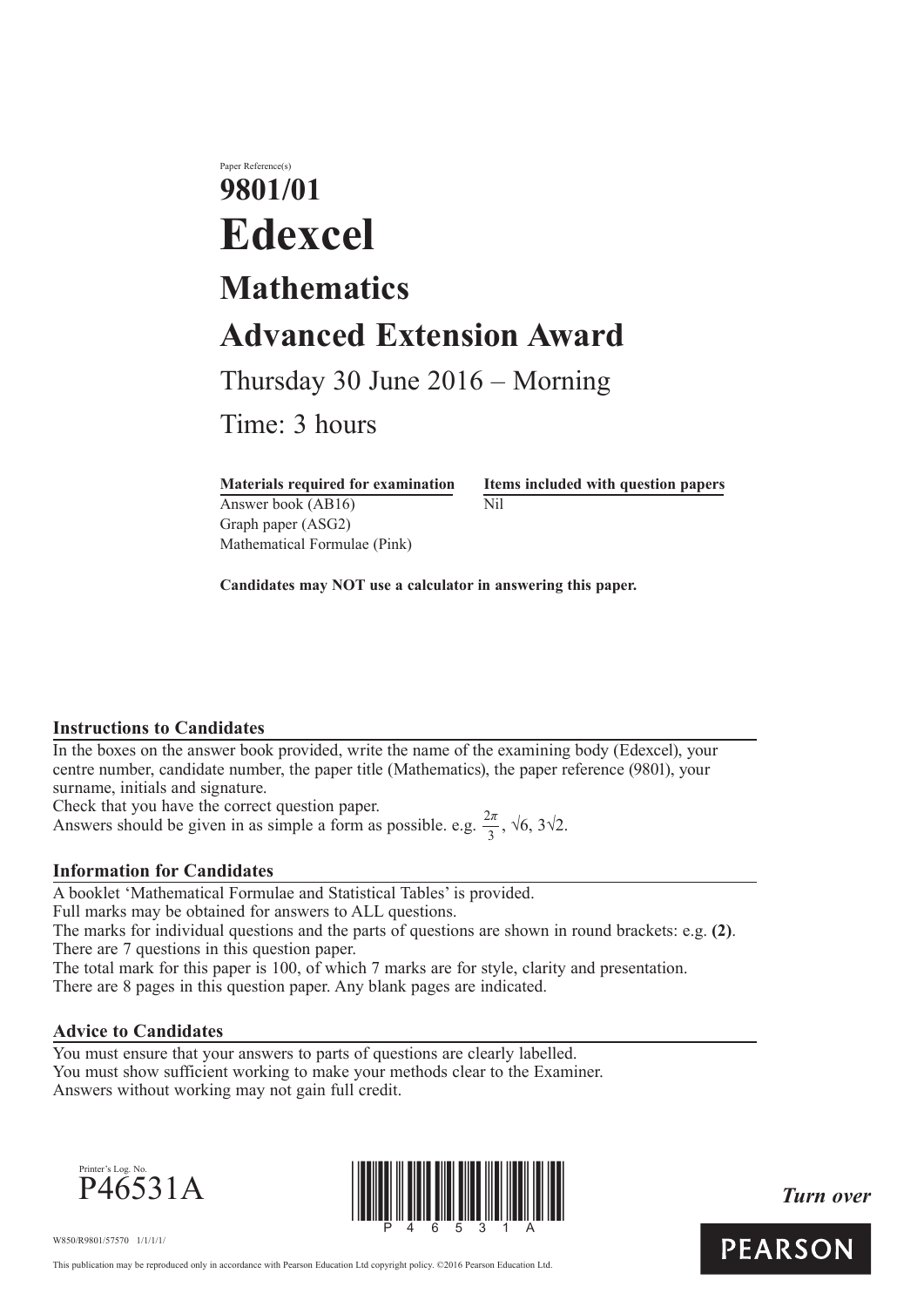Paper Reference(s)

# 9801/01

# Edexcel

## Mathematics

## Advanced Extension Award

Thursday 30 June 2016 – Morning

Time: 3 hours

| **Materials required for examination** | **Items included with question papers** |
| --- | --- |
| Answer book (AB16) | Nil |
| Graph paper (ASG2) | |
| Mathematical Formulae (Pink) | |

**Candidates may NOT use a calculator in answering this paper.**

### Instructions to Candidates

In the boxes on the answer book provided, write the name of the examining body (Edexcel), your centre number, candidate number, the paper title (Mathematics), the paper reference (9801), your surname, initials and signature.
Check that you have the correct question paper.
Answers should be given in as simple a form as possible. e.g. $\frac{2\pi}{3}$, $\sqrt{6}$, $3\sqrt{2}$.

### Information for Candidates

A booklet 'Mathematical Formulae and Statistical Tables' is provided.
Full marks may be obtained for answers to ALL questions.
The marks for individual questions and the parts of questions are shown in round brackets: e.g. **(2)**.
There are 7 questions in this question paper.
The total mark for this paper is 100, of which 7 marks are for style, clarity and presentation.
There are 8 pages in this question paper. Any blank pages are indicated.

### Advice to Candidates

You must ensure that your answers to parts of questions are clearly labelled.
You must show sufficient working to make your methods clear to the Examiner.
Answers without working may not gain full credit.

Printer's Log. No.
P46531A

*Turn over*

W850/R9801/57570 1/1/1/1/

This publication may be reproduced only in accordance with Pearson Education Ltd copyright policy. ©2016 Pearson Education Ltd.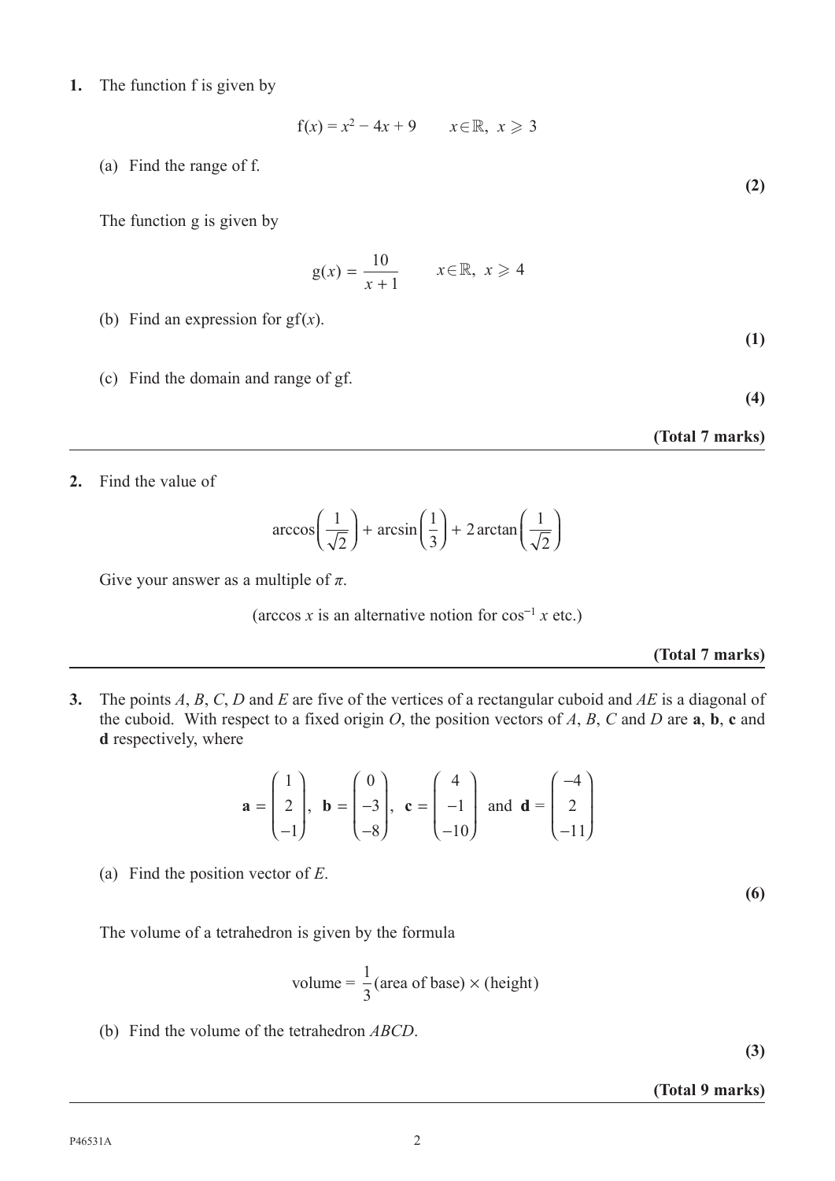**1.** The function f is given by

$$f(x) = x^2 - 4x + 9 \qquad x \in \mathbb{R},\ x \geqslant 3$$

(a) Find the range of f.

**(2)**

The function g is given by

$$g(x) = \frac{10}{x+1} \qquad x \in \mathbb{R},\ x \geqslant 4$$

(b) Find an expression for gf$(x)$.

**(1)**

(c) Find the domain and range of gf.

**(4)**

**(Total 7 marks)**

---

**2.** Find the value of

$$\arccos\left(\frac{1}{\sqrt{2}}\right) + \arcsin\left(\frac{1}{3}\right) + 2\arctan\left(\frac{1}{\sqrt{2}}\right)$$

Give your answer as a multiple of $\pi$.

(arccos $x$ is an alternative notion for $\cos^{-1} x$ etc.)

**(Total 7 marks)**

---

**3.** The points $A$, $B$, $C$, $D$ and $E$ are five of the vertices of a rectangular cuboid and $AE$ is a diagonal of the cuboid. With respect to a fixed origin $O$, the position vectors of $A$, $B$, $C$ and $D$ are **a**, **b**, **c** and **d** respectively, where

$$\mathbf{a} = \begin{pmatrix} 1 \\ 2 \\ -1 \end{pmatrix}, \ \mathbf{b} = \begin{pmatrix} 0 \\ -3 \\ -8 \end{pmatrix}, \ \mathbf{c} = \begin{pmatrix} 4 \\ -1 \\ -10 \end{pmatrix} \text{ and } \mathbf{d} = \begin{pmatrix} -4 \\ 2 \\ -11 \end{pmatrix}$$

(a) Find the position vector of $E$.

**(6)**

The volume of a tetrahedron is given by the formula

$$\text{volume} = \frac{1}{3}(\text{area of base}) \times (\text{height})$$

(b) Find the volume of the tetrahedron $ABCD$.

**(3)**

**(Total 9 marks)**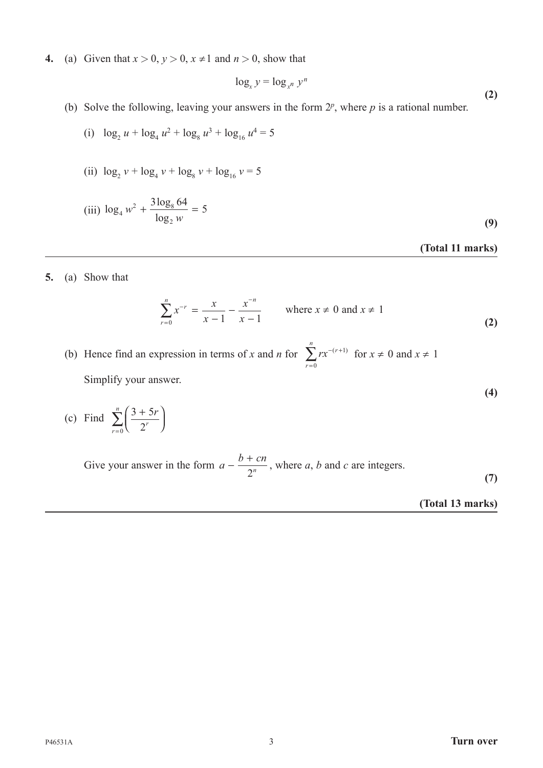**4.** (a) Given that $x > 0$, $y > 0$, $x \neq 1$ and $n > 0$, show that

$$\log_x y = \log_{x^n} y^n$$

**(2)**

(b) Solve the following, leaving your answers in the form $2^p$, where $p$ is a rational number.

(i) $\log_2 u + \log_4 u^2 + \log_8 u^3 + \log_{16} u^4 = 5$

(ii) $\log_2 v + \log_4 v + \log_8 v + \log_{16} v = 5$

(iii) $\log_4 w^2 + \dfrac{3\log_8 64}{\log_2 w} = 5$

**(9)**

**(Total 11 marks)**

---

**5.** (a) Show that

$$\sum_{r=0}^{n} x^{-r} = \frac{x}{x-1} - \frac{x^{-n}}{x-1} \qquad \text{where } x \neq 0 \text{ and } x \neq 1$$

**(2)**

(b) Hence find an expression in terms of $x$ and $n$ for $\displaystyle\sum_{r=0}^{n} rx^{-(r+1)}$ for $x \neq 0$ and $x \neq 1$

Simplify your answer.

**(4)**

(c) Find $\displaystyle\sum_{r=0}^{n}\left(\frac{3+5r}{2^r}\right)$

Give your answer in the form $a - \dfrac{b+cn}{2^n}$, where $a$, $b$ and $c$ are integers.

**(7)**

**(Total 13 marks)**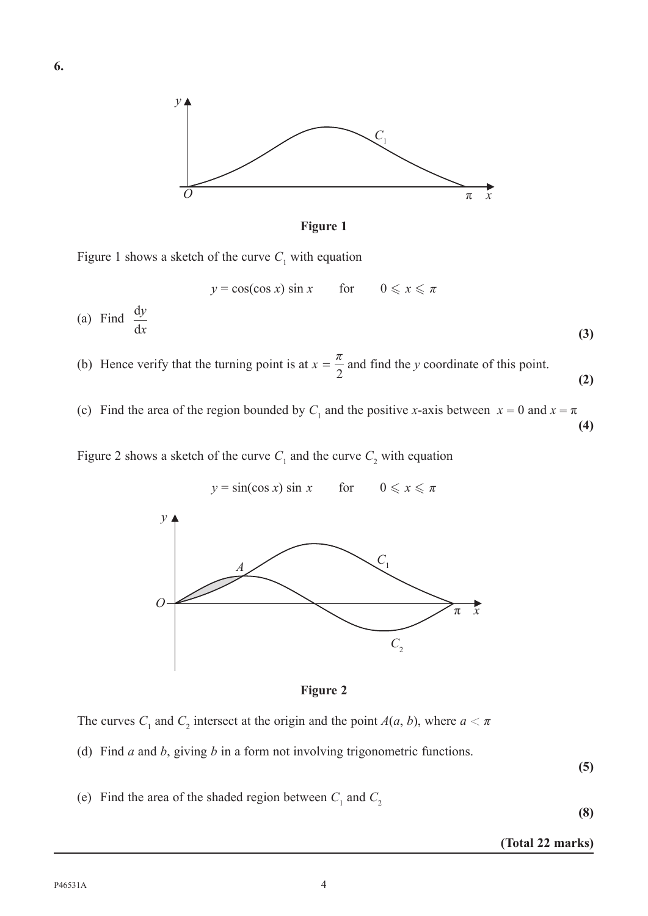**6.**

**Figure 1**

Figure 1 shows a sketch of the curve $C_1$ with equation

$$y = \cos(\cos x)\sin x \qquad \text{for} \qquad 0 \leqslant x \leqslant \pi$$

(a) Find $\dfrac{\mathrm{d}y}{\mathrm{d}x}$ **(3)**

(b) Hence verify that the turning point is at $x = \dfrac{\pi}{2}$ and find the $y$ coordinate of this point. **(2)**

(c) Find the area of the region bounded by $C_1$ and the positive $x$-axis between $x = 0$ and $x = \pi$ **(4)**

Figure 2 shows a sketch of the curve $C_1$ and the curve $C_2$ with equation

$$y = \sin(\cos x)\sin x \qquad \text{for} \qquad 0 \leqslant x \leqslant \pi$$

**Figure 2**

The curves $C_1$ and $C_2$ intersect at the origin and the point $A(a, b)$, where $a < \pi$

(d) Find $a$ and $b$, giving $b$ in a form not involving trigonometric functions. **(5)**

(e) Find the area of the shaded region between $C_1$ and $C_2$ **(8)**

**(Total 22 marks)**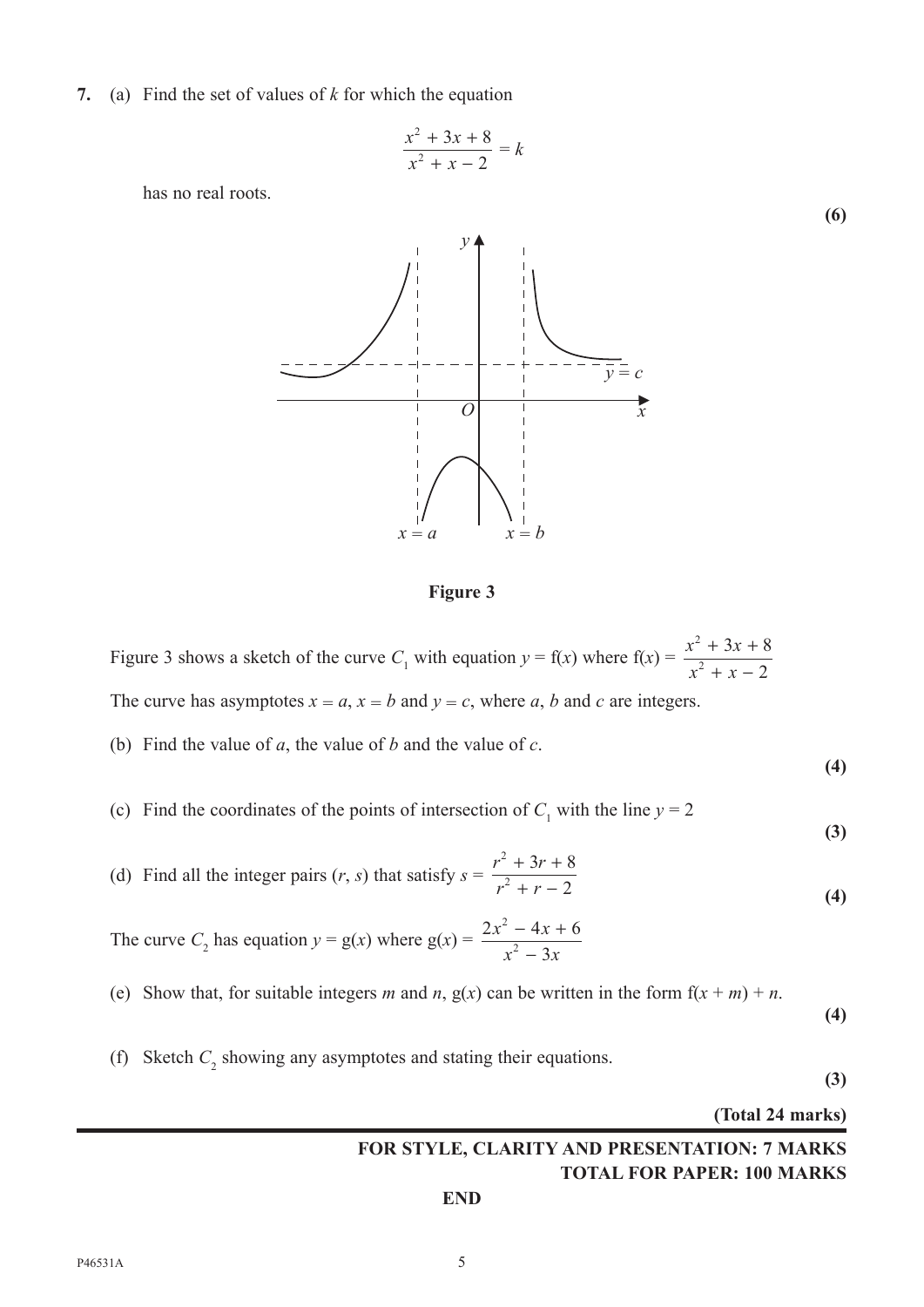**7.** (a) Find the set of values of $k$ for which the equation

$$\frac{x^2 + 3x + 8}{x^2 + x - 2} = k$$

has no real roots.

**(6)**

**Figure 3**

Figure 3 shows a sketch of the curve $C_1$ with equation $y = \text{f}(x)$ where $\text{f}(x) = \dfrac{x^2 + 3x + 8}{x^2 + x - 2}$

The curve has asymptotes $x = a$, $x = b$ and $y = c$, where $a$, $b$ and $c$ are integers.

(b) Find the value of $a$, the value of $b$ and the value of $c$.

**(4)**

(c) Find the coordinates of the points of intersection of $C_1$ with the line $y = 2$

**(3)**

(d) Find all the integer pairs $(r, s)$ that satisfy $s = \dfrac{r^2 + 3r + 8}{r^2 + r - 2}$

**(4)**

The curve $C_2$ has equation $y = \text{g}(x)$ where $\text{g}(x) = \dfrac{2x^2 - 4x + 6}{x^2 - 3x}$

(e) Show that, for suitable integers $m$ and $n$, $\text{g}(x)$ can be written in the form $\text{f}(x + m) + n$.

**(4)**

(f) Sketch $C_2$ showing any asymptotes and stating their equations.

**(3)**

**(Total 24 marks)**

**FOR STYLE, CLARITY AND PRESENTATION: 7 MARKS**

**TOTAL FOR PAPER: 100 MARKS**

**END**